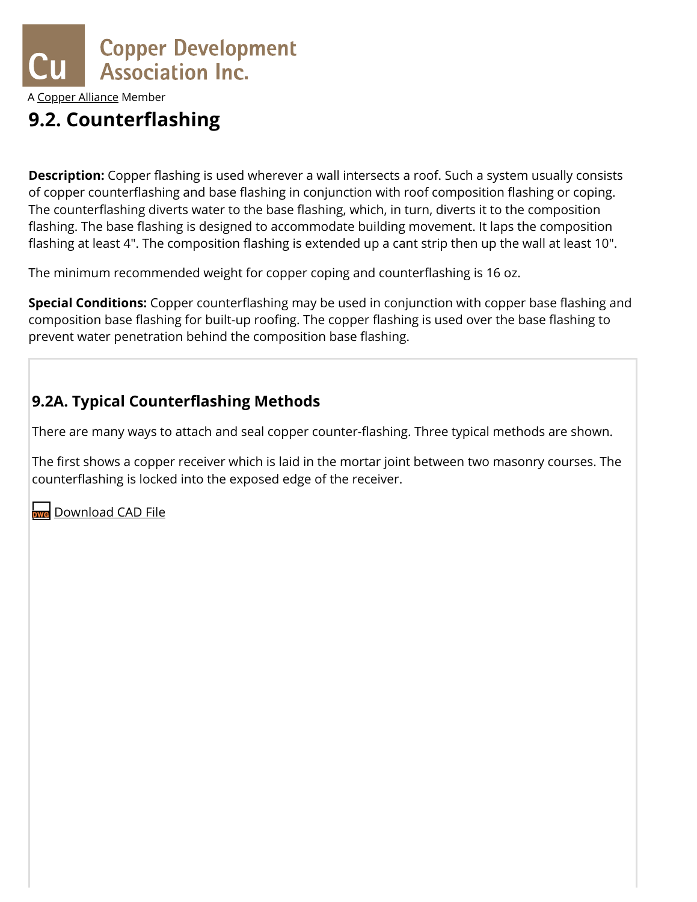Copper Development Association Inc.

A Copper Alliance Member

# 9.2. Counterflashing

**Description:** Copper flashing is used wherever a wall intersects a roof. Such a system usually consists of copper counterflashing and base flashing in conjunction with roof composition flashing or coping. The counterflashing diverts water to the base flashing, which, in turn, diverts it to the composition flashing. The base flashing is designed to accommodate building movement. It laps the composition flashing at least 4". The composition flashing is extended up a cant strip then up the wall at least 10".

The minimum recommended weight for copper coping and counterflashing is 16 oz.

**Special Conditions:** Copper counterflashing may be used in conjunction with copper base flashing and composition base flashing for built-up roofing. The copper flashing is used over the base flashing to prevent water penetration behind the composition base flashing.

## 9.2A. Typical Counterflashing Methods

There are many ways to attach and seal copper counter-flashing. Three typical methods are shown.

The first shows a copper receiver which is laid in the mortar joint between two masonry courses. The counterflashing is locked into the exposed edge of the receiver.

Download CAD File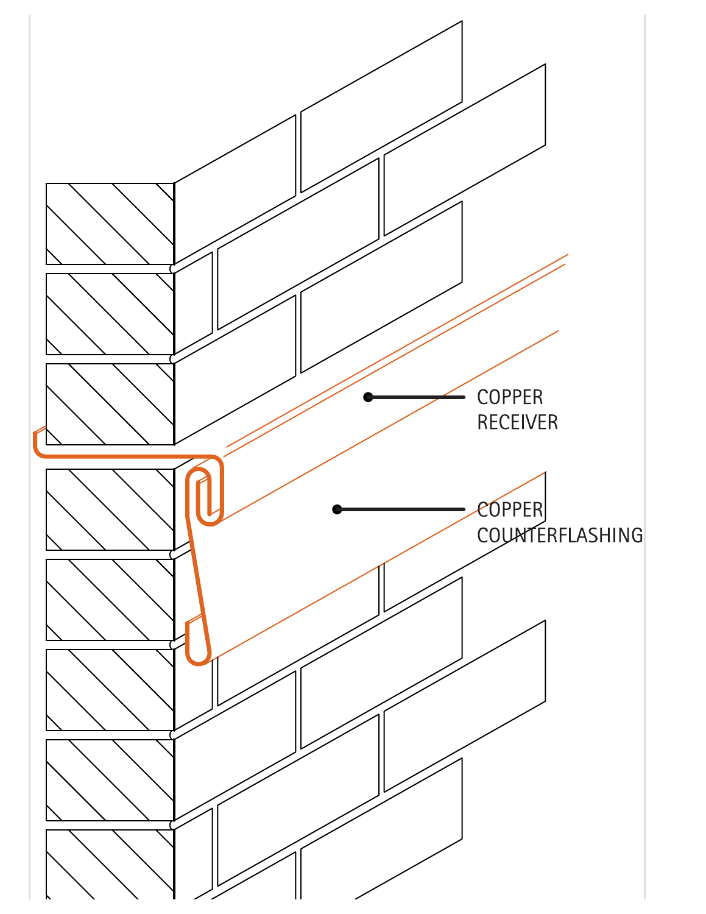COPPER RECEIVER

COPPER COUNTERFLASHING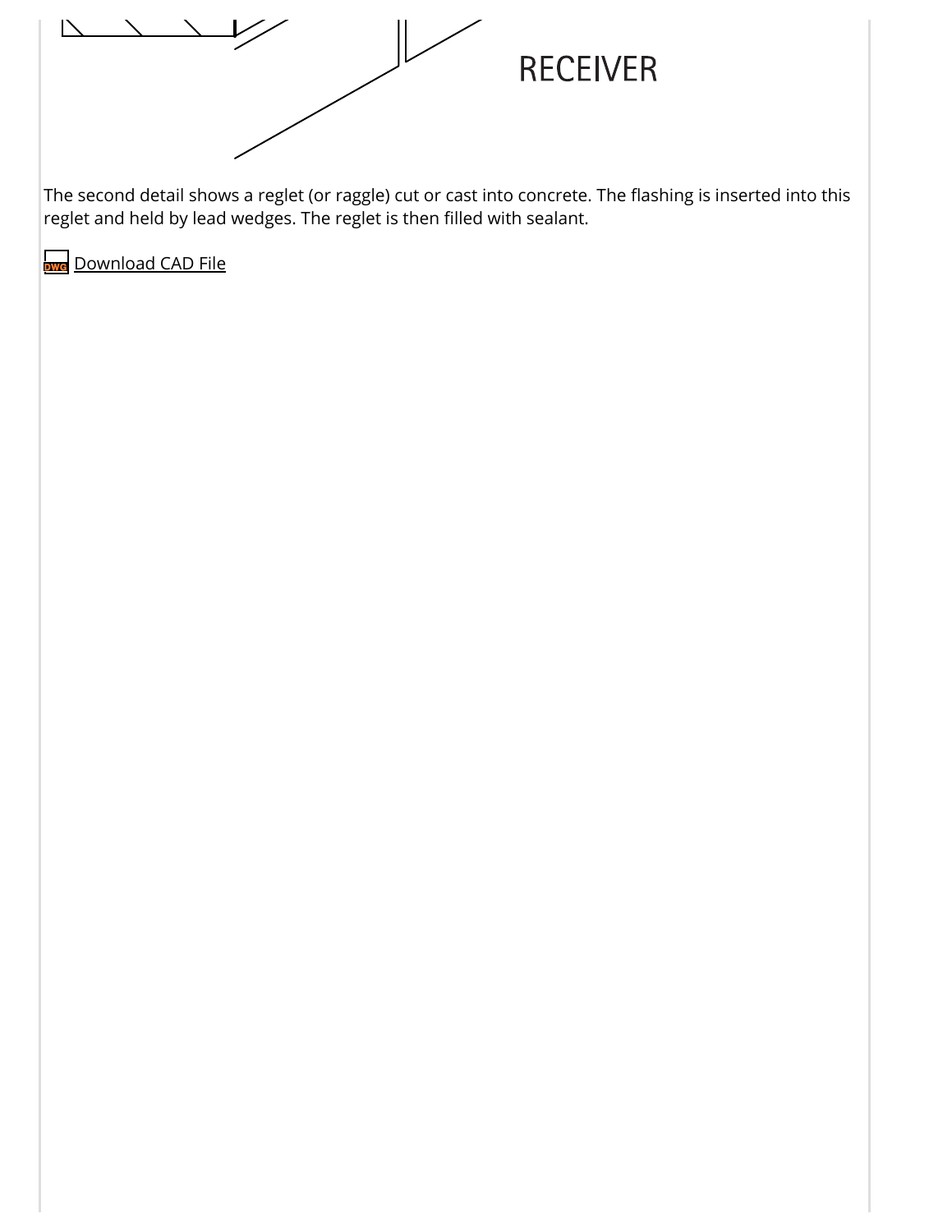RECEIVER

The second detail shows a reglet (or raggle) cut or cast into concrete. The flashing is inserted into this reglet and held by lead wedges. The reglet is then filled with sealant.

Download CAD File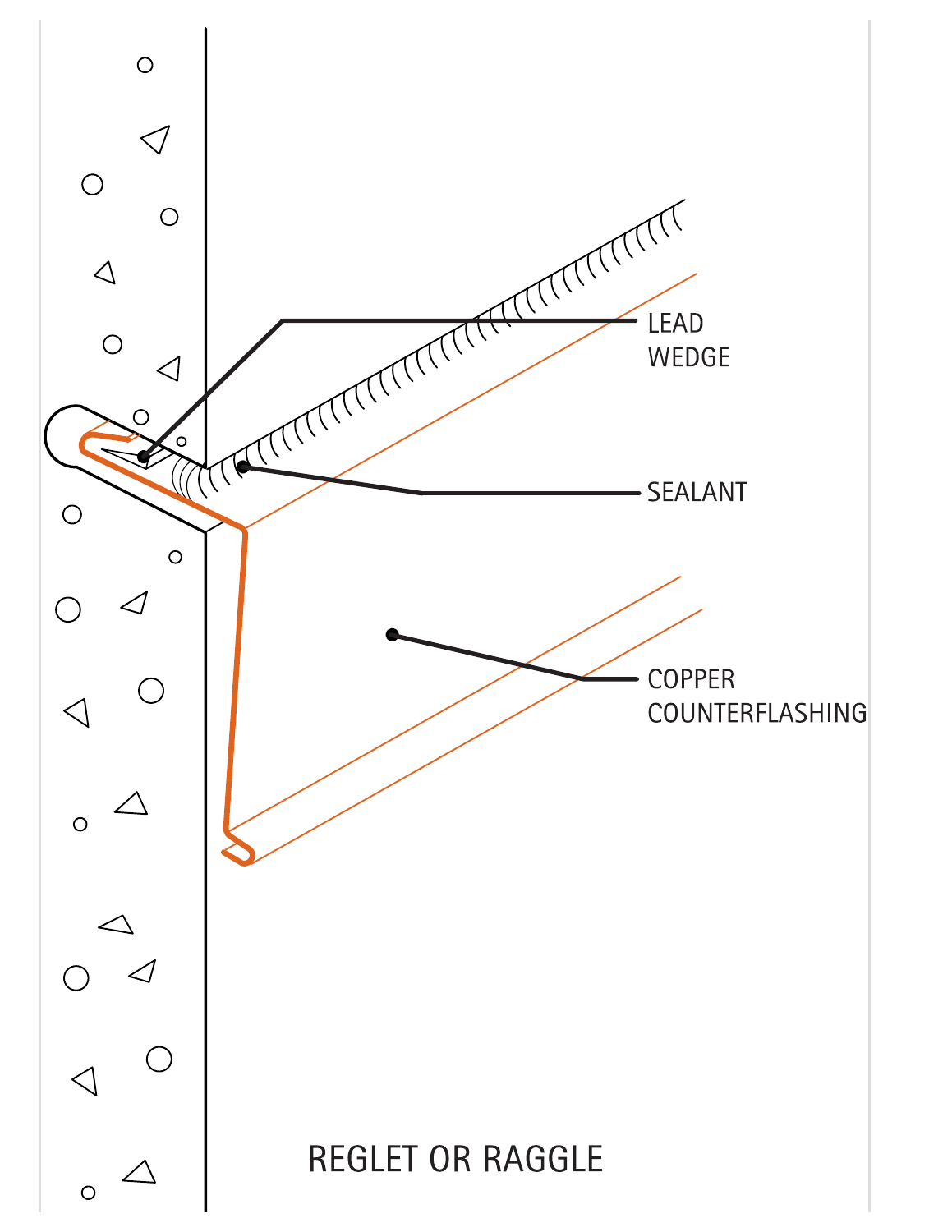LEAD WEDGE

SEALANT

COPPER COUNTERFLASHING

REGLET OR RAGGLE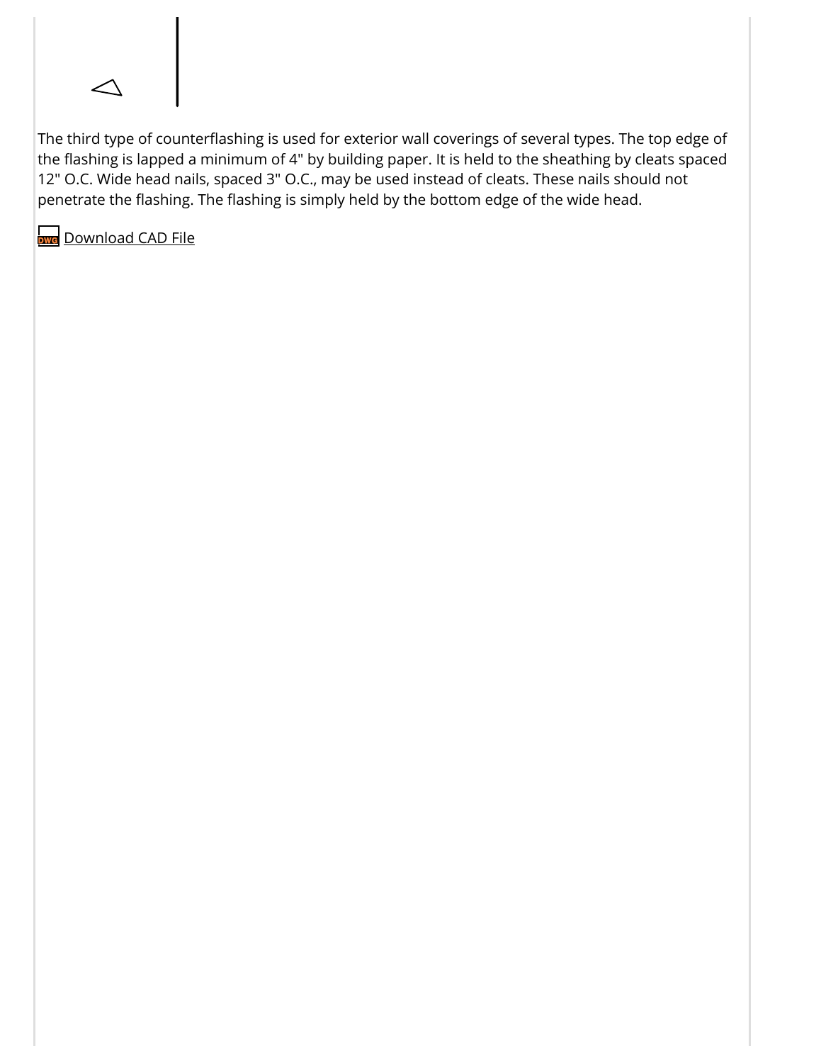The third type of counterflashing is used for exterior wall coverings of several types. The top edge of the flashing is lapped a minimum of 4" by building paper. It is held to the sheathing by cleats spaced 12" O.C. Wide head nails, spaced 3" O.C., may be used instead of cleats. These nails should not penetrate the flashing. The flashing is simply held by the bottom edge of the wide head.

Download CAD File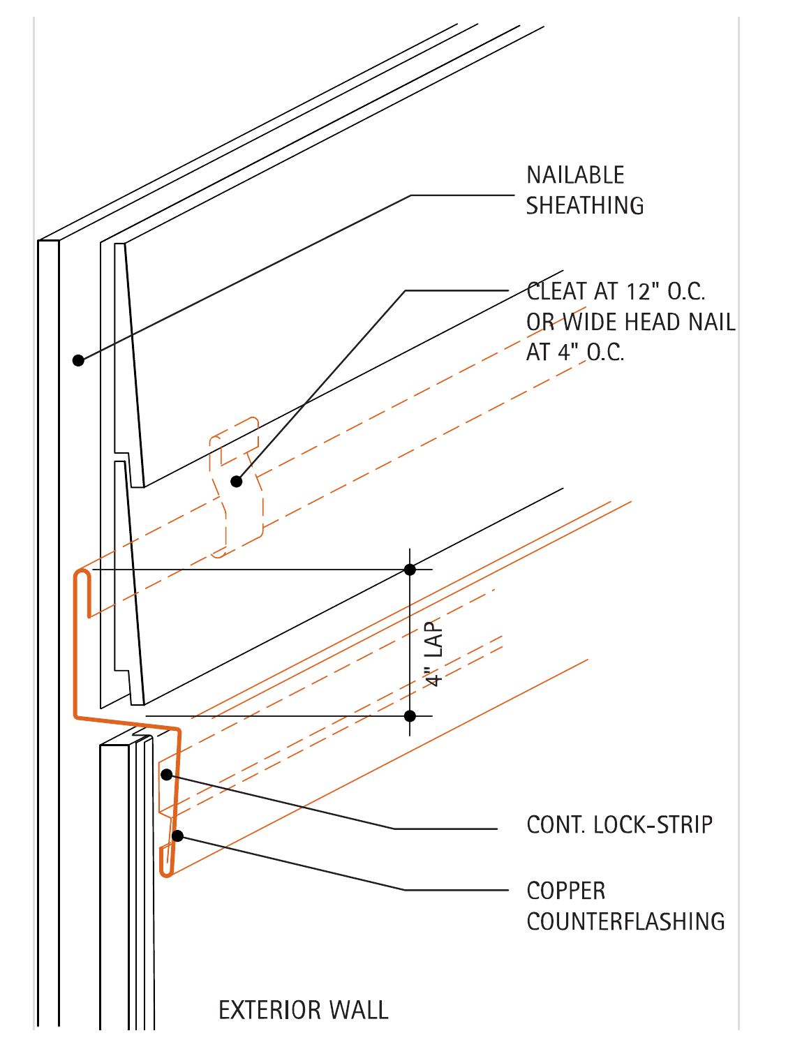NAILABLE SHEATHING

CLEAT AT 12" O.C. OR WIDE HEAD NAIL AT 4" O.C.

4" LAP

CONT. LOCK-STRIP

COPPER COUNTERFLASHING

EXTERIOR WALL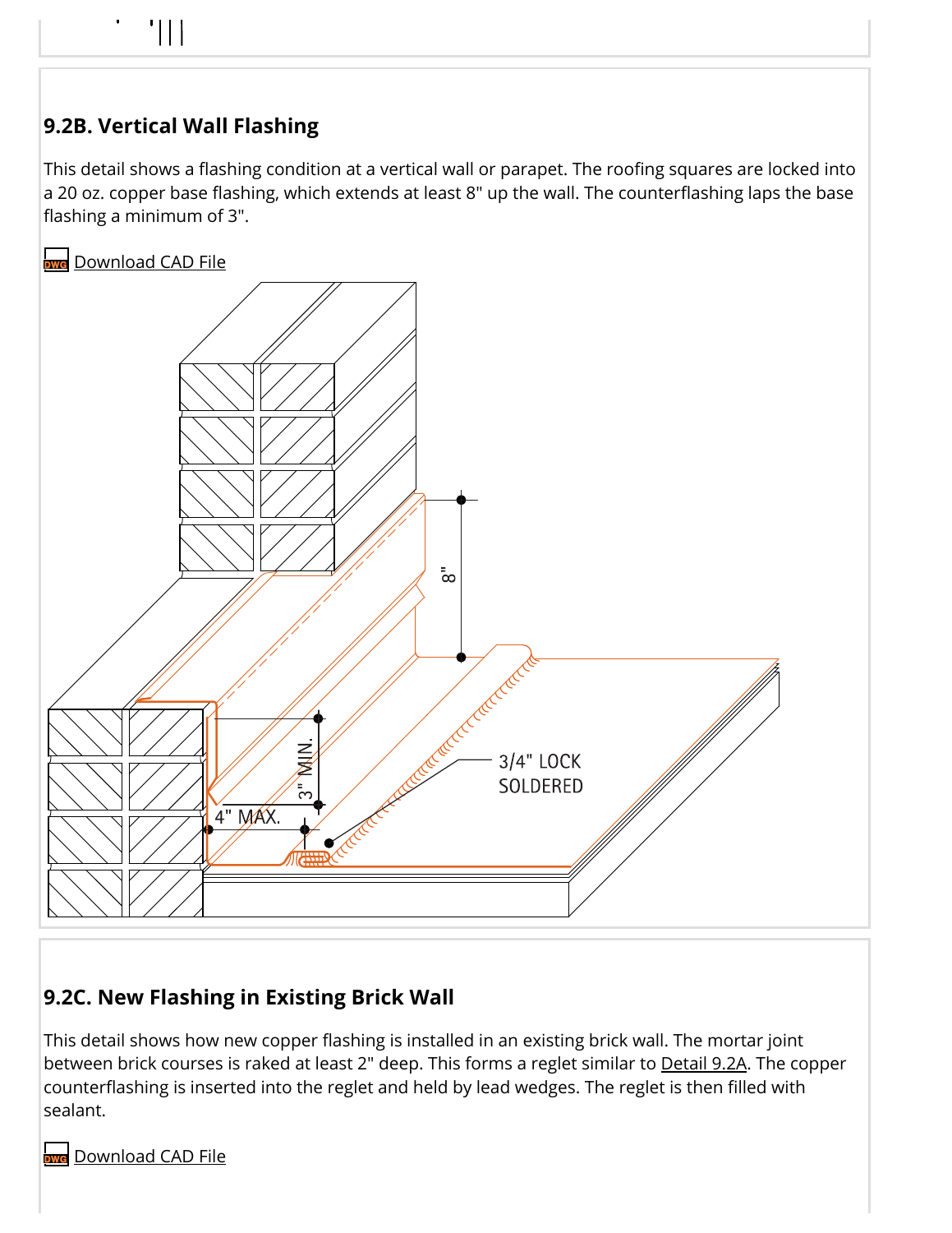## 9.2B. Vertical Wall Flashing

This detail shows a flashing condition at a vertical wall or parapet. The roofing squares are locked into a 20 oz. copper base flashing, which extends at least 8" up the wall. The counterflashing laps the base flashing a minimum of 3".

Download CAD File

## 9.2C. New Flashing in Existing Brick Wall

This detail shows how new copper flashing is installed in an existing brick wall. The mortar joint between brick courses is raked at least 2" deep. This forms a reglet similar to Detail 9.2A. The copper counterflashing is inserted into the reglet and held by lead wedges. The reglet is then filled with sealant.

Download CAD File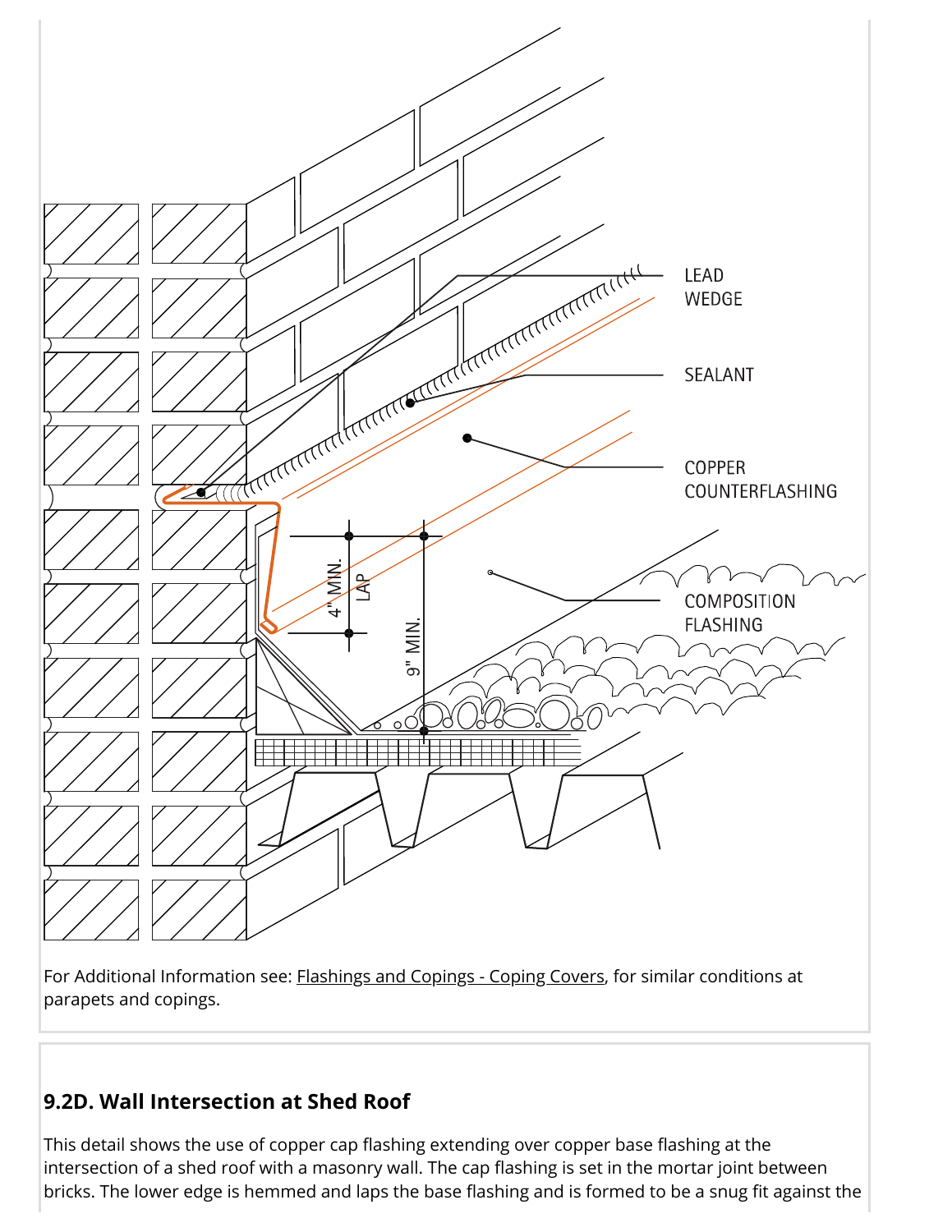For Additional Information see: Flashings and Copings - Coping Covers, for similar conditions at parapets and copings.

### 9.2D. Wall Intersection at Shed Roof

This detail shows the use of copper cap flashing extending over copper base flashing at the intersection of a shed roof with a masonry wall. The cap flashing is set in the mortar joint between bricks. The lower edge is hemmed and laps the base flashing and is formed to be a snug fit against the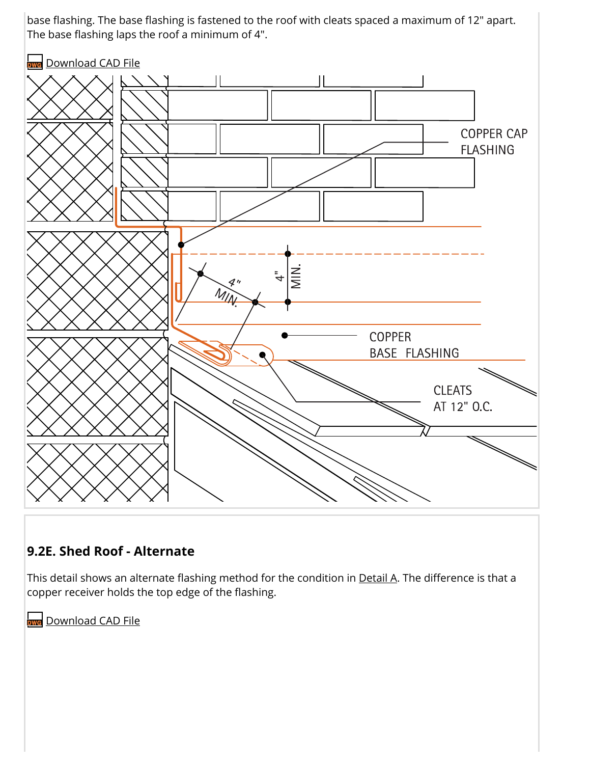base flashing. The base flashing is fastened to the roof with cleats spaced a maximum of 12" apart. The base flashing laps the roof a minimum of 4".

Download CAD File

## 9.2E. Shed Roof - Alternate

This detail shows an alternate flashing method for the condition in Detail A. The difference is that a copper receiver holds the top edge of the flashing.

Download CAD File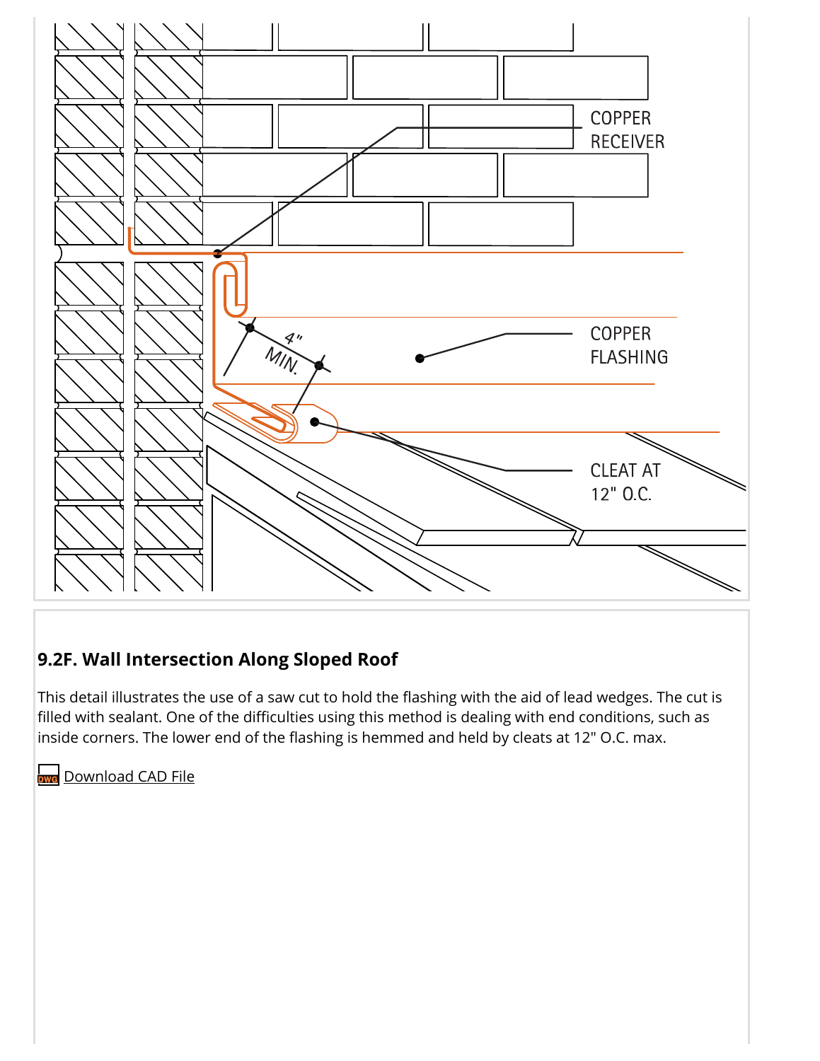## 9.2F. Wall Intersection Along Sloped Roof

This detail illustrates the use of a saw cut to hold the flashing with the aid of lead wedges. The cut is filled with sealant. One of the difficulties using this method is dealing with end conditions, such as inside corners. The lower end of the flashing is hemmed and held by cleats at 12" O.C. max.

Download CAD File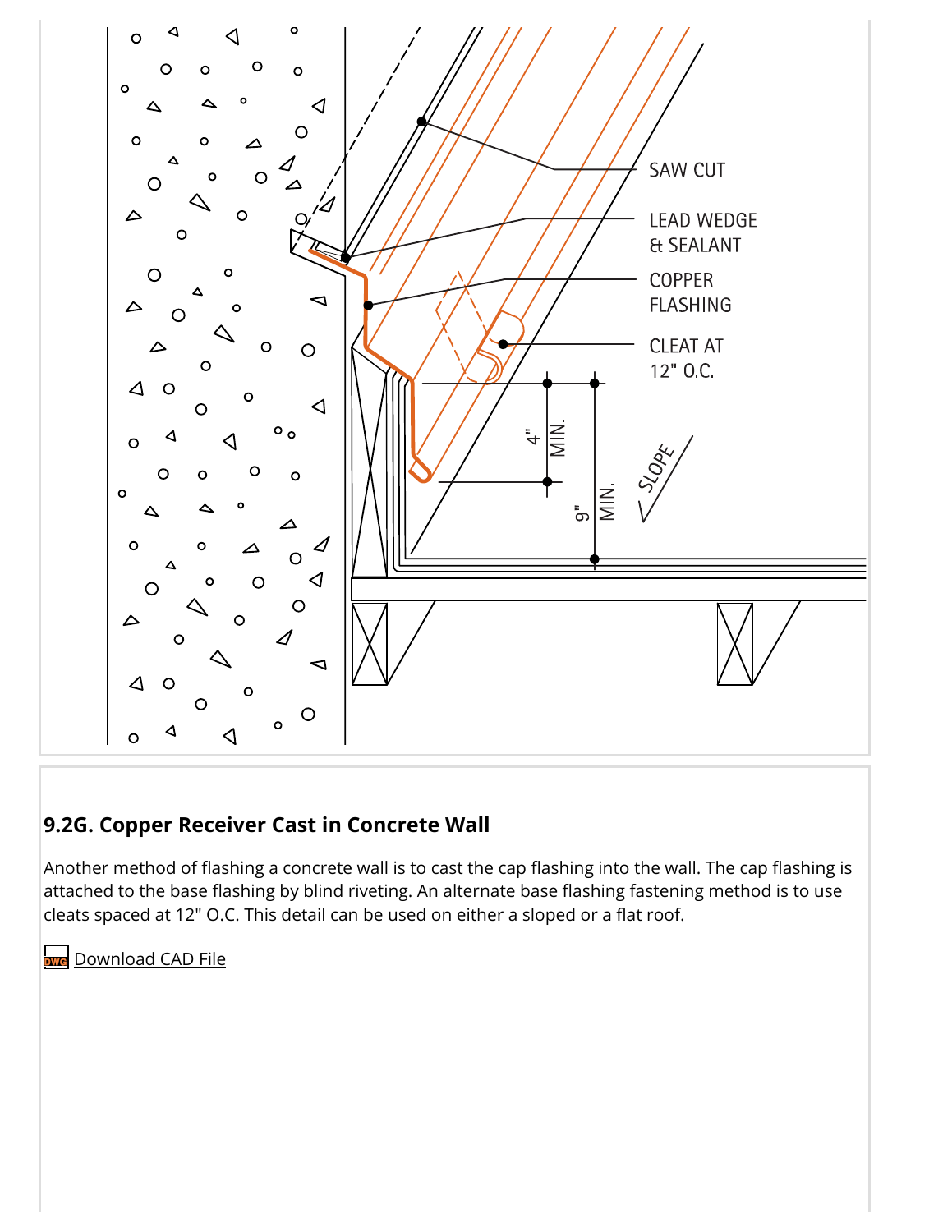SAW CUT

LEAD WEDGE & SEALANT

COPPER FLASHING

CLEAT AT 12" O.C.

4" MIN.

9" MIN.

SLOPE

### 9.2G. Copper Receiver Cast in Concrete Wall

Another method of flashing a concrete wall is to cast the cap flashing into the wall. The cap flashing is attached to the base flashing by blind riveting. An alternate base flashing fastening method is to use cleats spaced at 12" O.C. This detail can be used on either a sloped or a flat roof.

Download CAD File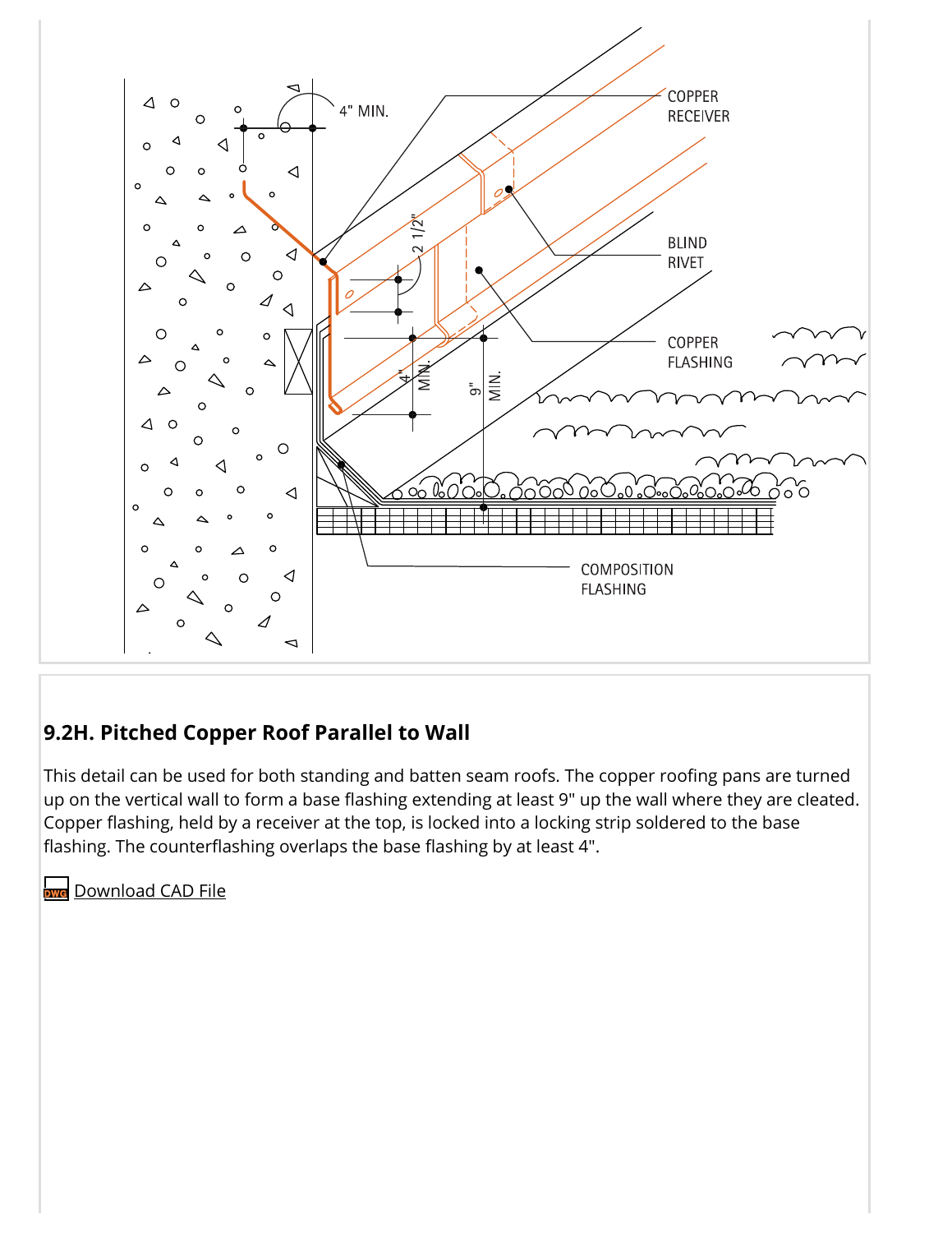### 9.2H. Pitched Copper Roof Parallel to Wall

This detail can be used for both standing and batten seam roofs. The copper roofing pans are turned up on the vertical wall to form a base flashing extending at least 9" up the wall where they are cleated. Copper flashing, held by a receiver at the top, is locked into a locking strip soldered to the base flashing. The counterflashing overlaps the base flashing by at least 4".

Download CAD File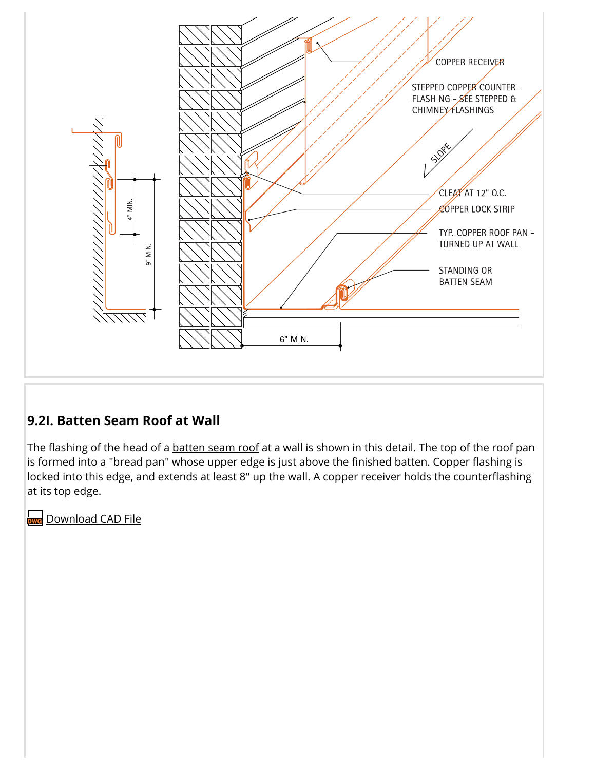COPPER RECEIVER

STEPPED COPPER COUNTER-FLASHING - SEE STEPPED & CHIMNEY FLASHINGS

SLOPE

CLEAT AT 12" O.C.

COPPER LOCK STRIP

TYP. COPPER ROOF PAN - TURNED UP AT WALL

STANDING OR BATTEN SEAM

4" MIN.

9" MIN.

6" MIN.

## 9.2I. Batten Seam Roof at Wall

The flashing of the head of a batten seam roof at a wall is shown in this detail. The top of the roof pan is formed into a "bread pan" whose upper edge is just above the finished batten. Copper flashing is locked into this edge, and extends at least 8" up the wall. A copper receiver holds the counterflashing at its top edge.

Download CAD File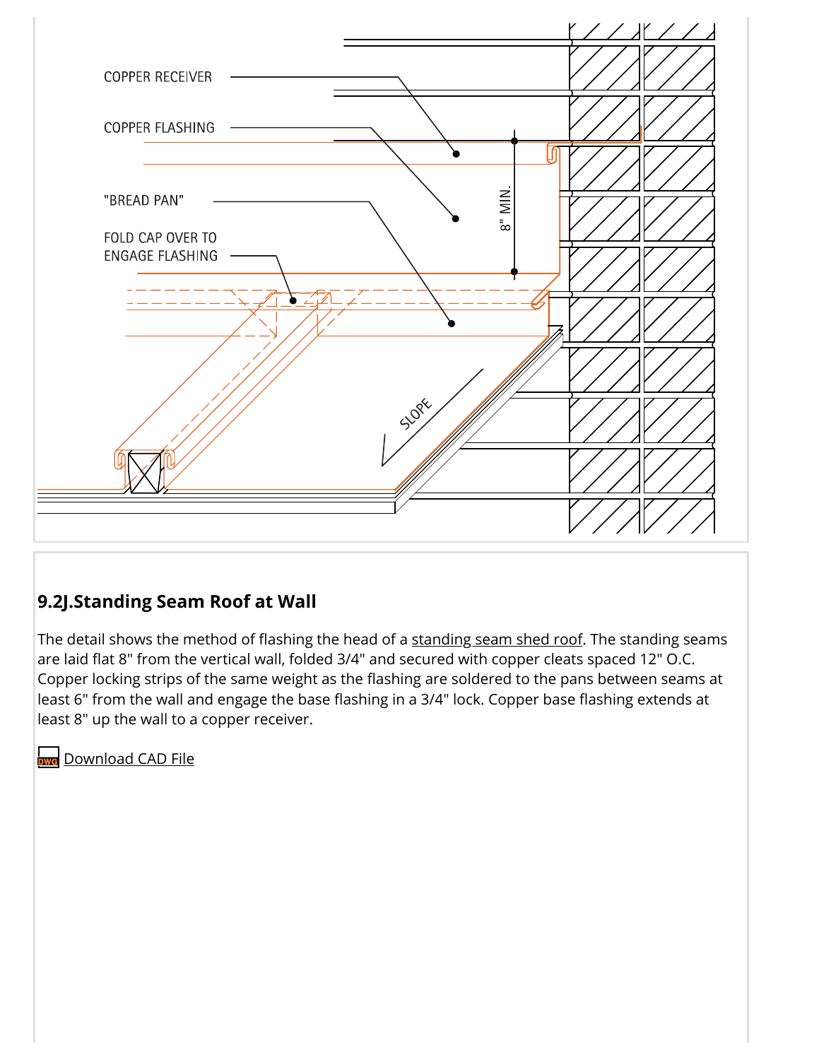## 9.2J.Standing Seam Roof at Wall

The detail shows the method of flashing the head of a standing seam shed roof. The standing seams are laid flat 8" from the vertical wall, folded 3/4" and secured with copper cleats spaced 12" O.C. Copper locking strips of the same weight as the flashing are soldered to the pans between seams at least 6" from the wall and engage the base flashing in a 3/4" lock. Copper base flashing extends at least 8" up the wall to a copper receiver.

Download CAD File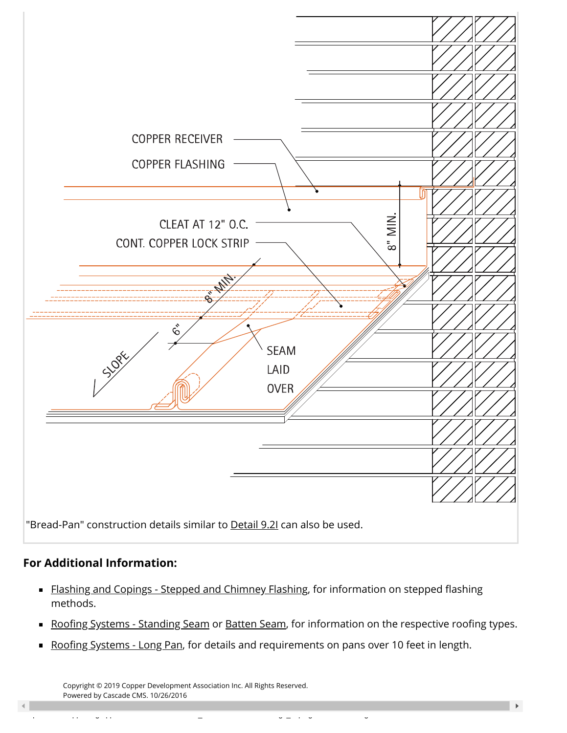COPPER RECEIVER

COPPER FLASHING

CLEAT AT 12" O.C.

CONT. COPPER LOCK STRIP

8" MIN.

8" MIN.

6"

SLOPE

SEAM LAID OVER

"Bread-Pan" construction details similar to Detail 9.2I can also be used.

## For Additional Information:

- Flashing and Copings - Stepped and Chimney Flashing, for information on stepped flashing methods.
- Roofing Systems - Standing Seam or Batten Seam, for information on the respective roofing types.
- Roofing Systems - Long Pan, for details and requirements on pans over 10 feet in length.

Copyright © 2019 Copper Development Association Inc. All Rights Reserved.
Powered by Cascade CMS. 10/26/2016